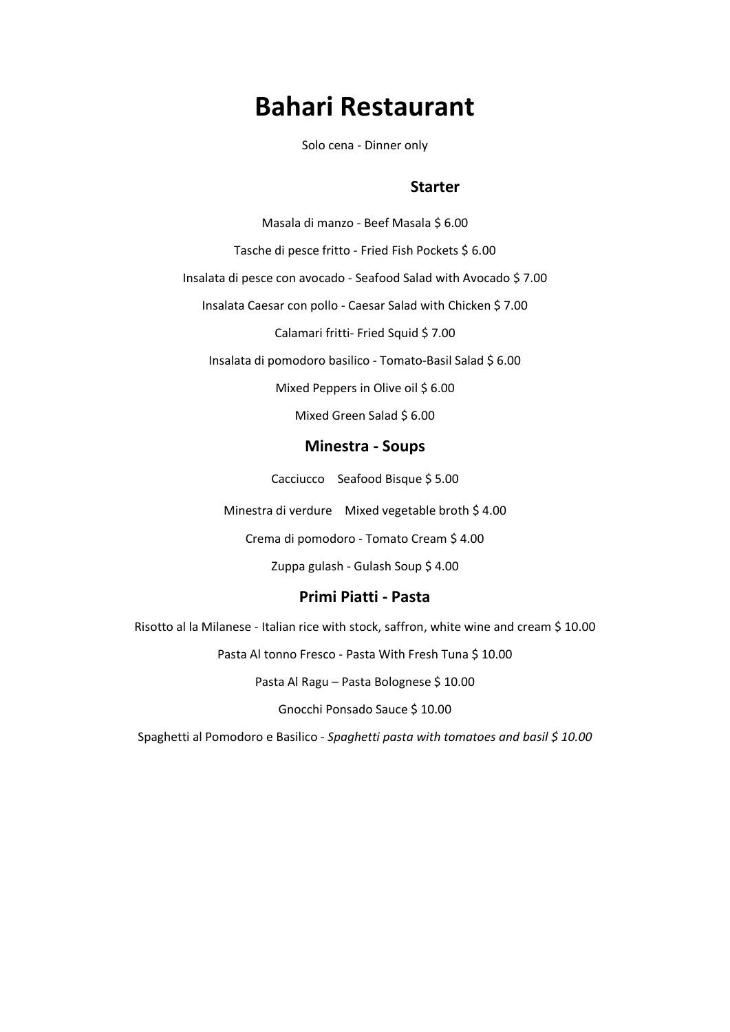# Bahari Restaurant

Solo cena - Dinner only

## Starter

Masala di manzo - Beef Masala $ 6.00

Tasche di pesce fritto - Fried Fish Pockets $ 6.00

Insalata di pesce con avocado - Seafood Salad with Avocado $ 7.00

Insalata Caesar con pollo - Caesar Salad with Chicken $ 7.00

Calamari fritti- Fried Squid $ 7.00

Insalata di pomodoro basilico - Tomato-Basil Salad $ 6.00

Mixed Peppers in Olive oil $ 6.00

Mixed Green Salad $ 6.00

## Minestra - Soups

Cacciucco    Seafood Bisque $ 5.00

Minestra di verdure    Mixed vegetable broth $ 4.00

Crema di pomodoro - Tomato Cream $ 4.00

Zuppa gulash - Gulash Soup $ 4.00

## Primi Piatti - Pasta

Risotto al la Milanese - Italian rice with stock, saffron, white wine and cream $ 10.00

Pasta Al tonno Fresco - Pasta With Fresh Tuna $ 10.00

Pasta Al Ragu – Pasta Bolognese $ 10.00

Gnocchi Ponsado Sauce $ 10.00

Spaghetti al Pomodoro e Basilico - *Spaghetti pasta with tomatoes and basil $ 10.00*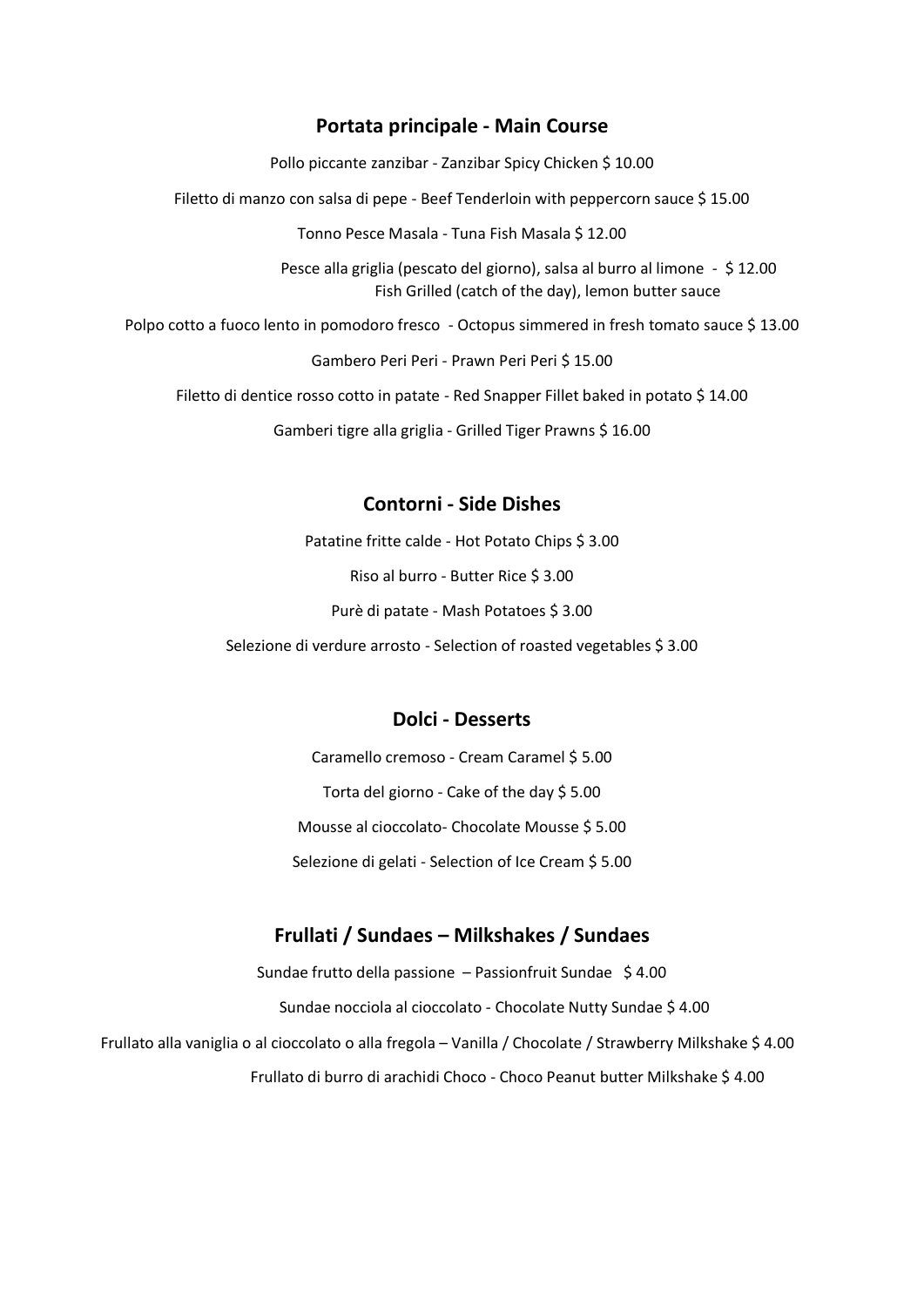## Portata principale - Main Course

Pollo piccante zanzibar - Zanzibar Spicy Chicken $ 10.00

Filetto di manzo con salsa di pepe - Beef Tenderloin with peppercorn sauce $ 15.00

Tonno Pesce Masala - Tuna Fish Masala $ 12.00

Pesce alla griglia (pescato del giorno), salsa al burro al limone - $ 12.00
Fish Grilled (catch of the day), lemon butter sauce

Polpo cotto a fuoco lento in pomodoro fresco - Octopus simmered in fresh tomato sauce $ 13.00

Gambero Peri Peri - Prawn Peri Peri $ 15.00

Filetto di dentice rosso cotto in patate - Red Snapper Fillet baked in potato $ 14.00

Gamberi tigre alla griglia - Grilled Tiger Prawns $ 16.00

## Contorni - Side Dishes

Patatine fritte calde - Hot Potato Chips $ 3.00

Riso al burro - Butter Rice $ 3.00

Purè di patate - Mash Potatoes $ 3.00

Selezione di verdure arrosto - Selection of roasted vegetables $ 3.00

## Dolci - Desserts

Caramello cremoso - Cream Caramel $ 5.00

Torta del giorno - Cake of the day $ 5.00

Mousse al cioccolato- Chocolate Mousse $ 5.00

Selezione di gelati - Selection of Ice Cream $ 5.00

## Frullati / Sundaes – Milkshakes / Sundaes

Sundae frutto della passione – Passionfruit Sundae $ 4.00

Sundae nocciola al cioccolato - Chocolate Nutty Sundae $ 4.00

Frullato alla vaniglia o al cioccolato o alla fregola – Vanilla / Chocolate / Strawberry Milkshake $ 4.00

Frullato di burro di arachidi Choco - Choco Peanut butter Milkshake $ 4.00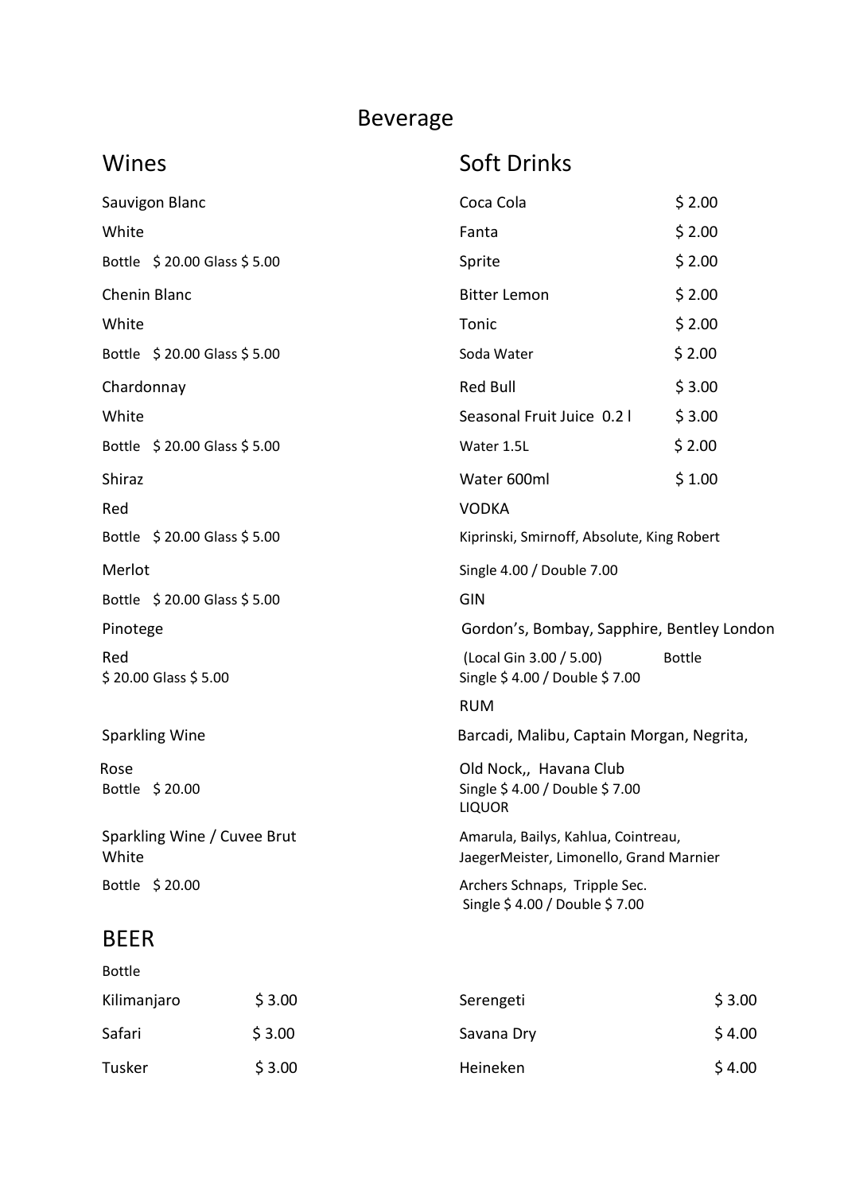# Beverage

## Wines

Sauvigon Blanc
White
Bottle $ 20.00 Glass $ 5.00

Chenin Blanc
White
Bottle $ 20.00 Glass $ 5.00

Chardonnay
White
Bottle $ 20.00 Glass $ 5.00

Shiraz
Red
Bottle $ 20.00 Glass $ 5.00

Merlot
Bottle $ 20.00 Glass $ 5.00

Pinotege
Red
$ 20.00 Glass $ 5.00

Sparkling Wine
Rose
Bottle $ 20.00

Sparkling Wine / Cuvee Brut
White
Bottle $ 20.00

## Soft Drinks

| | |
|---|---|
| Coca Cola | $ 2.00 |
| Fanta | $ 2.00 |
| Sprite | $ 2.00 |
| Bitter Lemon | $ 2.00 |
| Tonic | $ 2.00 |
| Soda Water | $ 2.00 |
| Red Bull | $ 3.00 |
| Seasonal Fruit Juice 0.2 l | $ 3.00 |
| Water 1.5L | $ 2.00 |
| Water 600ml | $ 1.00 |

VODKA
Kiprinski, Smirnoff, Absolute, King Robert
Single 4.00 / Double 7.00

GIN
Gordon's, Bombay, Sapphire, Bentley London
(Local Gin 3.00 / 5.00) Bottle
Single $ 4.00 / Double $ 7.00

RUM
Barcadi, Malibu, Captain Morgan, Negrita,
Old Nock,, Havana Club
Single $ 4.00 / Double $ 7.00

LIQUOR
Amarula, Bailys, Kahlua, Cointreau,
JaegerMeister, Limonello, Grand Marnier
Archers Schnaps, Tripple Sec.
Single $ 4.00 / Double $ 7.00

## BEER

Bottle

| | |
|---|---|
| Kilimanjaro | $ 3.00 |
| Safari | $ 3.00 |
| Tusker | $ 3.00 |
| Serengeti | $ 3.00 |
| Savana Dry | $ 4.00 |
| Heineken | $ 4.00 |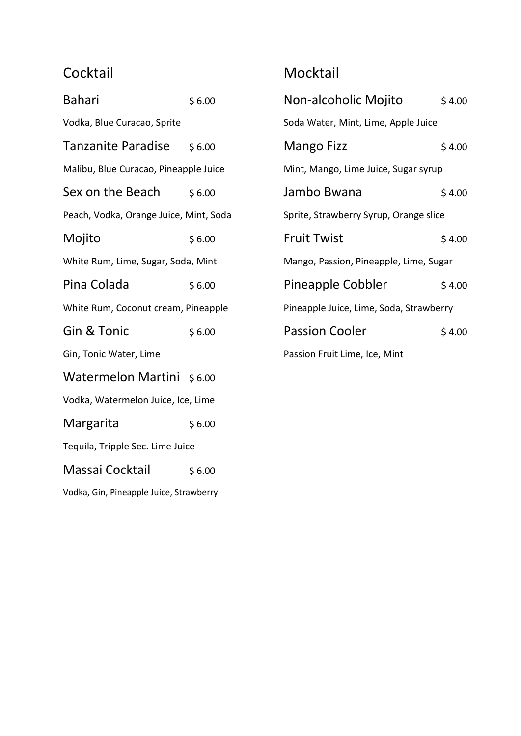## Cocktail

**Bahari** $ 6.00

Vodka, Blue Curacao, Sprite

**Tanzanite Paradise** $ 6.00

Malibu, Blue Curacao, Pineapple Juice

**Sex on the Beach** $ 6.00

Peach, Vodka, Orange Juice, Mint, Soda

**Mojito** $ 6.00

White Rum, Lime, Sugar, Soda, Mint

**Pina Colada** $ 6.00

White Rum, Coconut cream, Pineapple

**Gin & Tonic** $ 6.00

Gin, Tonic Water, Lime

**Watermelon Martini** $ 6.00

Vodka, Watermelon Juice, Ice, Lime

**Margarita** $ 6.00

Tequila, Tripple Sec. Lime Juice

**Massai Cocktail** $ 6.00

Vodka, Gin, Pineapple Juice, Strawberry

## Mocktail

**Non-alcoholic Mojito** $ 4.00

Soda Water, Mint, Lime, Apple Juice

**Mango Fizz** $ 4.00

Mint, Mango, Lime Juice, Sugar syrup

**Jambo Bwana** $ 4.00

Sprite, Strawberry Syrup, Orange slice

**Fruit Twist** $ 4.00

Mango, Passion, Pineapple, Lime, Sugar

**Pineapple Cobbler** $ 4.00

Pineapple Juice, Lime, Soda, Strawberry

**Passion Cooler** $ 4.00

Passion Fruit Lime, Ice, Mint